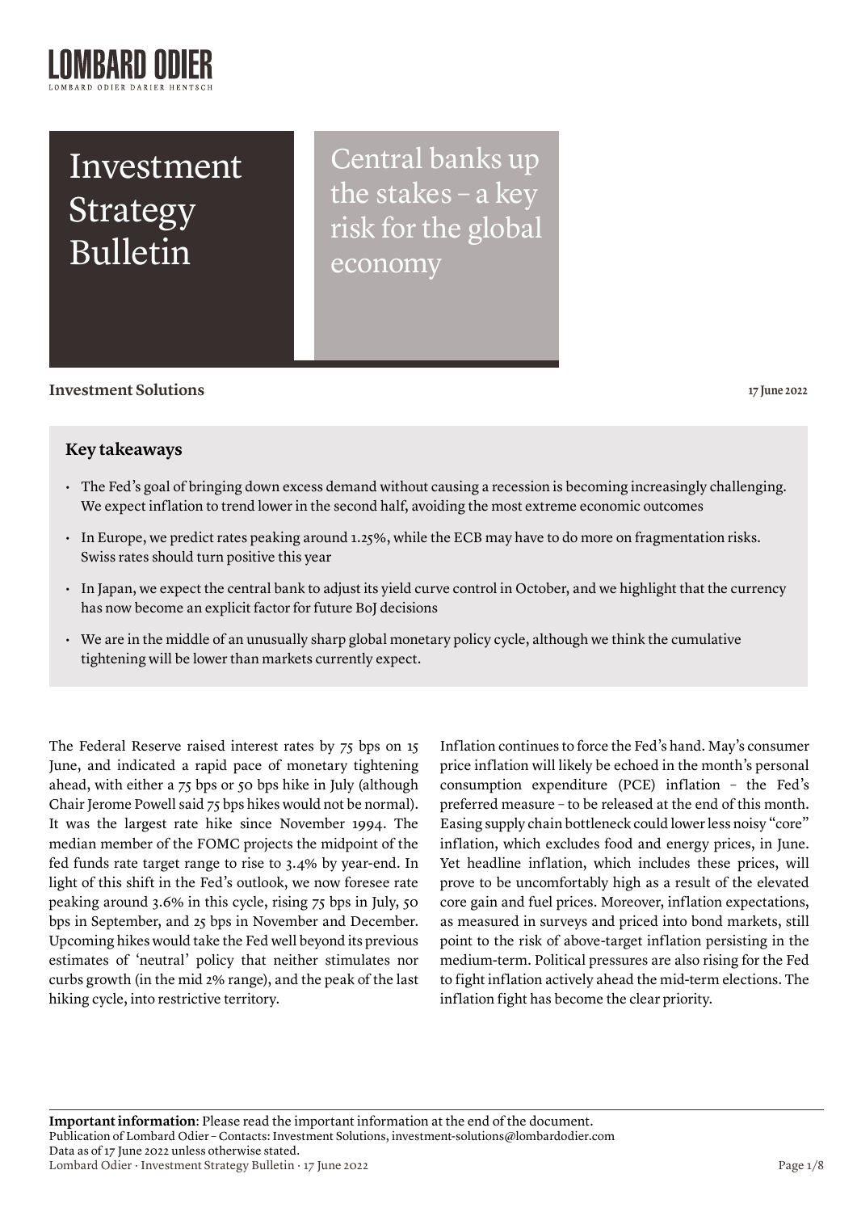# Investment Strategy Bulletin

## Central banks up the stakes – a key risk for the global economy

**Investment Solutions**

17 June 2022

### Key takeaways

- The Fed's goal of bringing down excess demand without causing a recession is becoming increasingly challenging. We expect inflation to trend lower in the second half, avoiding the most extreme economic outcomes
- In Europe, we predict rates peaking around 1.25%, while the ECB may have to do more on fragmentation risks. Swiss rates should turn positive this year
- In Japan, we expect the central bank to adjust its yield curve control in October, and we highlight that the currency has now become an explicit factor for future BoJ decisions
- We are in the middle of an unusually sharp global monetary policy cycle, although we think the cumulative tightening will be lower than markets currently expect.

The Federal Reserve raised interest rates by 75 bps on 15 June, and indicated a rapid pace of monetary tightening ahead, with either a 75 bps or 50 bps hike in July (although Chair Jerome Powell said 75 bps hikes would not be normal). It was the largest rate hike since November 1994. The median member of the FOMC projects the midpoint of the fed funds rate target range to rise to 3.4% by year-end. In light of this shift in the Fed's outlook, we now foresee rate peaking around 3.6% in this cycle, rising 75 bps in July, 50 bps in September, and 25 bps in November and December. Upcoming hikes would take the Fed well beyond its previous estimates of 'neutral' policy that neither stimulates nor curbs growth (in the mid 2% range), and the peak of the last hiking cycle, into restrictive territory.

Inflation continues to force the Fed's hand. May's consumer price inflation will likely be echoed in the month's personal consumption expenditure (PCE) inflation – the Fed's preferred measure – to be released at the end of this month. Easing supply chain bottleneck could lower less noisy "core" inflation, which excludes food and energy prices, in June. Yet headline inflation, which includes these prices, will prove to be uncomfortably high as a result of the elevated core gain and fuel prices. Moreover, inflation expectations, as measured in surveys and priced into bond markets, still point to the risk of above-target inflation persisting in the medium-term. Political pressures are also rising for the Fed to fight inflation actively ahead the mid-term elections. The inflation fight has become the clear priority.

**Important information**: Please read the important information at the end of the document.
Publication of Lombard Odier – Contacts: Investment Solutions, investment-solutions@lombardodier.com
Data as of 17 June 2022 unless otherwise stated.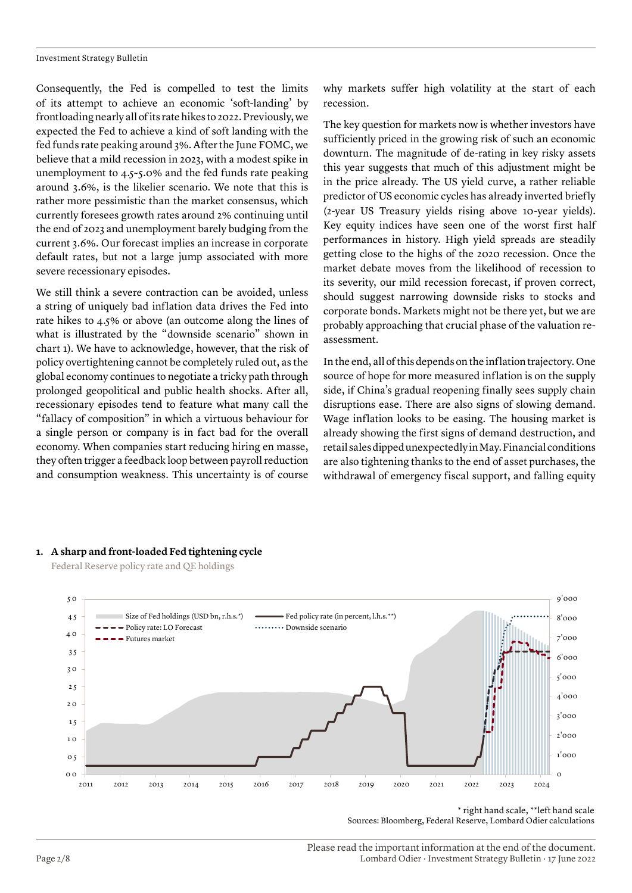Consequently, the Fed is compelled to test the limits of its attempt to achieve an economic 'soft-landing' by frontloading nearly all of its rate hikes to 2022. Previously, we expected the Fed to achieve a kind of soft landing with the fed funds rate peaking around 3%. After the June FOMC, we believe that a mild recession in 2023, with a modest spike in unemployment to 4.5-5.0% and the fed funds rate peaking around 3.6%, is the likelier scenario. We note that this is rather more pessimistic than the market consensus, which currently foresees growth rates around 2% continuing until the end of 2023 and unemployment barely budging from the current 3.6%. Our forecast implies an increase in corporate default rates, but not a large jump associated with more severe recessionary episodes.

We still think a severe contraction can be avoided, unless a string of uniquely bad inflation data drives the Fed into rate hikes to 4.5% or above (an outcome along the lines of what is illustrated by the "downside scenario" shown in chart 1). We have to acknowledge, however, that the risk of policy overtightening cannot be completely ruled out, as the global economy continues to negotiate a tricky path through prolonged geopolitical and public health shocks. After all, recessionary episodes tend to feature what many call the "fallacy of composition" in which a virtuous behaviour for a single person or company is in fact bad for the overall economy. When companies start reducing hiring en masse, they often trigger a feedback loop between payroll reduction and consumption weakness. This uncertainty is of course why markets suffer high volatility at the start of each recession.

The key question for markets now is whether investors have sufficiently priced in the growing risk of such an economic downturn. The magnitude of de-rating in key risky assets this year suggests that much of this adjustment might be in the price already. The US yield curve, a rather reliable predictor of US economic cycles has already inverted briefly (2-year US Treasury yields rising above 10-year yields). Key equity indices have seen one of the worst first half performances in history. High yield spreads are steadily getting close to the highs of the 2020 recession. Once the market debate moves from the likelihood of recession to its severity, our mild recession forecast, if proven correct, should suggest narrowing downside risks to stocks and corporate bonds. Markets might not be there yet, but we are probably approaching that crucial phase of the valuation re-assessment.

In the end, all of this depends on the inflation trajectory. One source of hope for more measured inflation is on the supply side, if China's gradual reopening finally sees supply chain disruptions ease. There are also signs of slowing demand. Wage inflation looks to be easing. The housing market is already showing the first signs of demand destruction, and retail sales dipped unexpectedly in May. Financial conditions are also tightening thanks to the end of asset purchases, the withdrawal of emergency fiscal support, and falling equity

**1. A sharp and front-loaded Fed tightening cycle**

Federal Reserve policy rate and QE holdings

\* right hand scale, \*\*left hand scale
Sources: Bloomberg, Federal Reserve, Lombard Odier calculations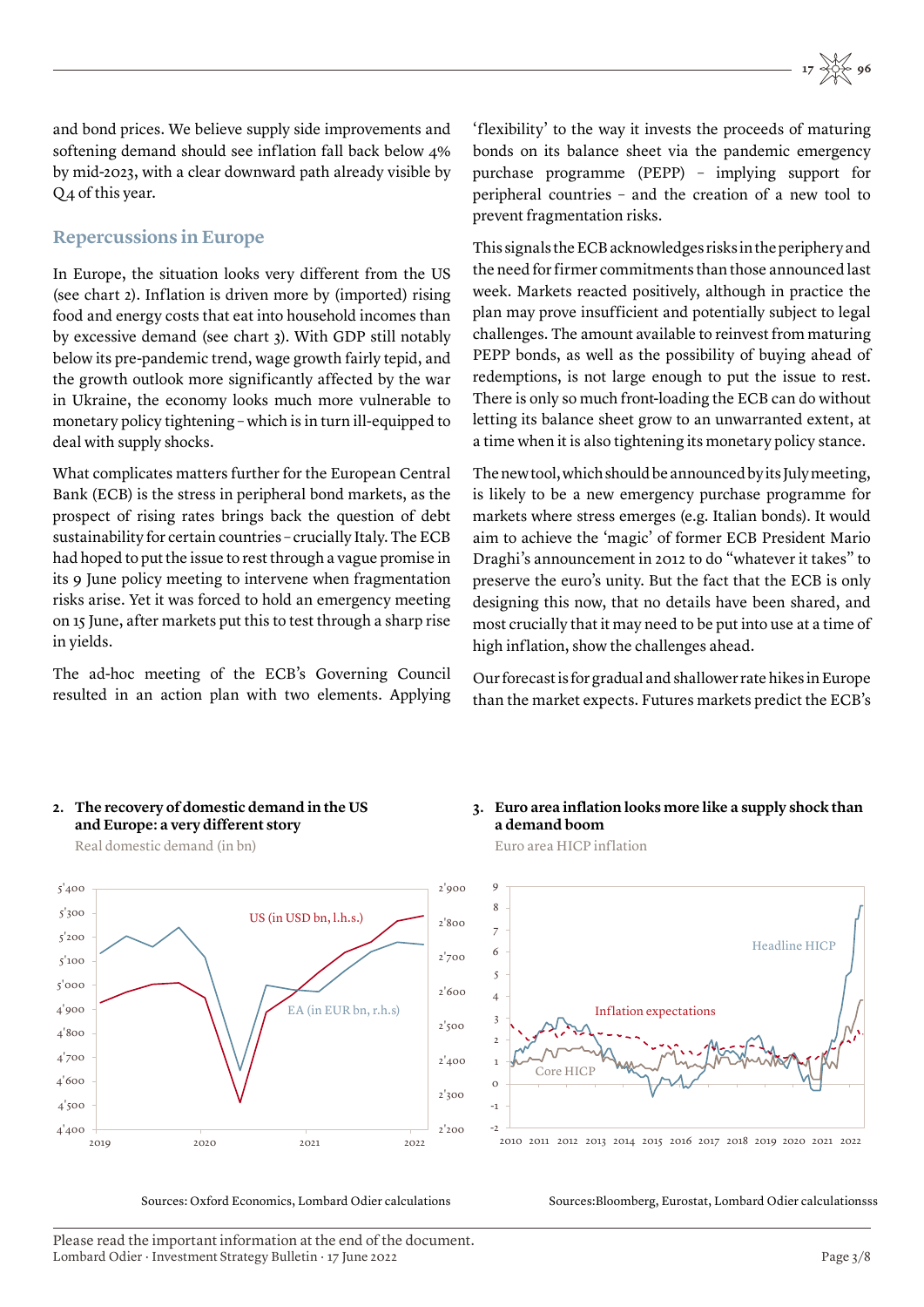and bond prices. We believe supply side improvements and softening demand should see inflation fall back below 4% by mid-2023, with a clear downward path already visible by Q4 of this year.

## Repercussions in Europe

In Europe, the situation looks very different from the US (see chart 2). Inflation is driven more by (imported) rising food and energy costs that eat into household incomes than by excessive demand (see chart 3). With GDP still notably below its pre-pandemic trend, wage growth fairly tepid, and the growth outlook more significantly affected by the war in Ukraine, the economy looks much more vulnerable to monetary policy tightening – which is in turn ill-equipped to deal with supply shocks.

What complicates matters further for the European Central Bank (ECB) is the stress in peripheral bond markets, as the prospect of rising rates brings back the question of debt sustainability for certain countries – crucially Italy. The ECB had hoped to put the issue to rest through a vague promise in its 9 June policy meeting to intervene when fragmentation risks arise. Yet it was forced to hold an emergency meeting on 15 June, after markets put this to test through a sharp rise in yields.

The ad-hoc meeting of the ECB's Governing Council resulted in an action plan with two elements. Applying 'flexibility' to the way it invests the proceeds of maturing bonds on its balance sheet via the pandemic emergency purchase programme (PEPP) – implying support for peripheral countries – and the creation of a new tool to prevent fragmentation risks.

This signals the ECB acknowledges risks in the periphery and the need for firmer commitments than those announced last week. Markets reacted positively, although in practice the plan may prove insufficient and potentially subject to legal challenges. The amount available to reinvest from maturing PEPP bonds, as well as the possibility of buying ahead of redemptions, is not large enough to put the issue to rest. There is only so much front-loading the ECB can do without letting its balance sheet grow to an unwarranted extent, at a time when it is also tightening its monetary policy stance.

The new tool, which should be announced by its July meeting, is likely to be a new emergency purchase programme for markets where stress emerges (e.g. Italian bonds). It would aim to achieve the 'magic' of former ECB President Mario Draghi's announcement in 2012 to do "whatever it takes" to preserve the euro's unity. But the fact that the ECB is only designing this now, that no details have been shared, and most crucially that it may need to be put into use at a time of high inflation, show the challenges ahead.

Our forecast is for gradual and shallower rate hikes in Europe than the market expects. Futures markets predict the ECB's

**2. The recovery of domestic demand in the US and Europe: a very different story**

Real domestic demand (in bn)

Sources: Oxford Economics, Lombard Odier calculations

**3. Euro area inflation looks more like a supply shock than a demand boom**

Euro area HICP inflation

Sources:Bloomberg, Eurostat, Lombard Odier calculationsss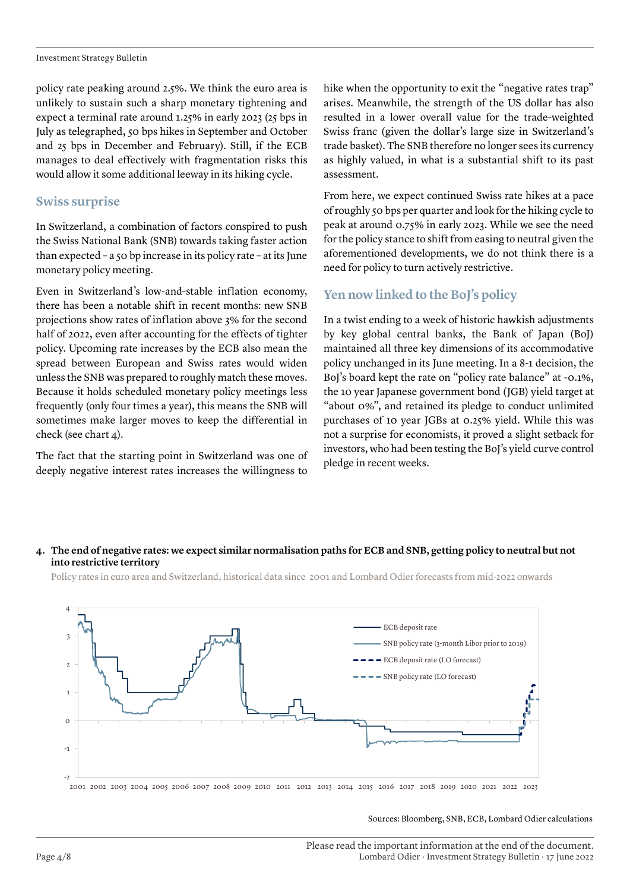policy rate peaking around 2.5%. We think the euro area is unlikely to sustain such a sharp monetary tightening and expect a terminal rate around 1.25% in early 2023 (25 bps in July as telegraphed, 50 bps hikes in September and October and 25 bps in December and February). Still, if the ECB manages to deal effectively with fragmentation risks this would allow it some additional leeway in its hiking cycle.

## Swiss surprise

In Switzerland, a combination of factors conspired to push the Swiss National Bank (SNB) towards taking faster action than expected – a 50 bp increase in its policy rate – at its June monetary policy meeting.

Even in Switzerland's low-and-stable inflation economy, there has been a notable shift in recent months: new SNB projections show rates of inflation above 3% for the second half of 2022, even after accounting for the effects of tighter policy. Upcoming rate increases by the ECB also mean the spread between European and Swiss rates would widen unless the SNB was prepared to roughly match these moves. Because it holds scheduled monetary policy meetings less frequently (only four times a year), this means the SNB will sometimes make larger moves to keep the differential in check (see chart 4).

The fact that the starting point in Switzerland was one of deeply negative interest rates increases the willingness to hike when the opportunity to exit the "negative rates trap" arises. Meanwhile, the strength of the US dollar has also resulted in a lower overall value for the trade-weighted Swiss franc (given the dollar's large size in Switzerland's trade basket). The SNB therefore no longer sees its currency as highly valued, in what is a substantial shift to its past assessment.

From here, we expect continued Swiss rate hikes at a pace of roughly 50 bps per quarter and look for the hiking cycle to peak at around 0.75% in early 2023. While we see the need for the policy stance to shift from easing to neutral given the aforementioned developments, we do not think there is a need for policy to turn actively restrictive.

## Yen now linked to the BoJ's policy

In a twist ending to a week of historic hawkish adjustments by key global central banks, the Bank of Japan (BoJ) maintained all three key dimensions of its accommodative policy unchanged in its June meeting. In a 8-1 decision, the BoJ's board kept the rate on "policy rate balance" at -0.1%, the 10 year Japanese government bond (JGB) yield target at "about 0%", and retained its pledge to conduct unlimited purchases of 10 year JGBs at 0.25% yield. While this was not a surprise for economists, it proved a slight setback for investors, who had been testing the BoJ's yield curve control pledge in recent weeks.

**4. The end of negative rates: we expect similar normalisation paths for ECB and SNB, getting policy to neutral but not into restrictive territory**

Policy rates in euro area and Switzerland, historical data since 2001 and Lombard Odier forecasts from mid-2022 onwards

Sources: Bloomberg, SNB, ECB, Lombard Odier calculations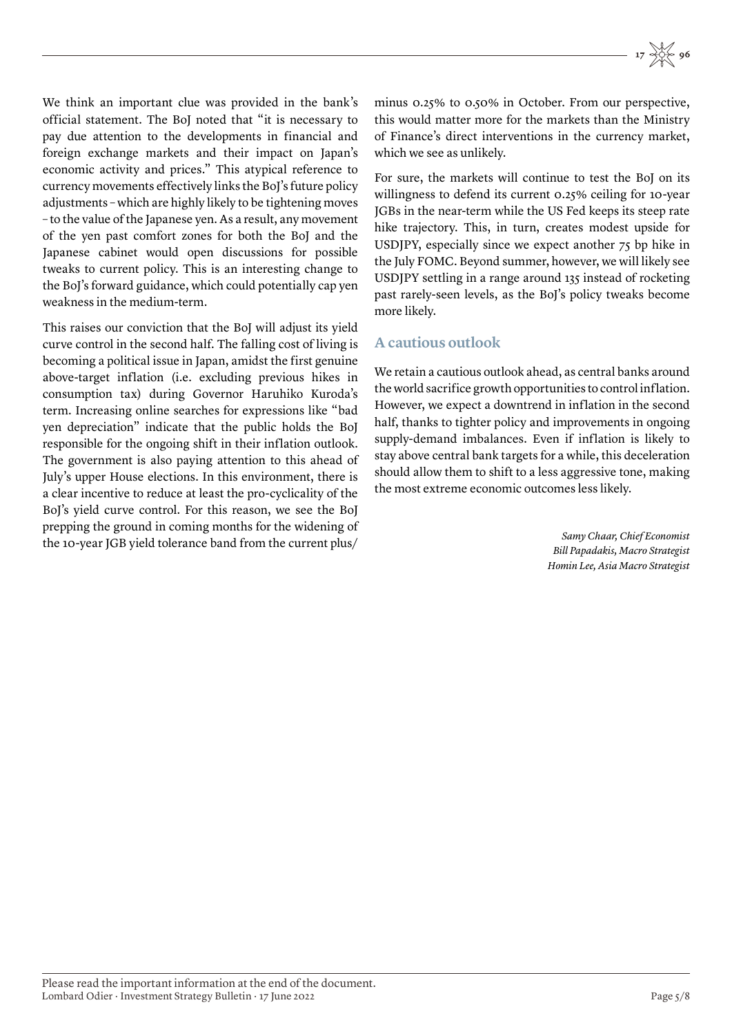We think an important clue was provided in the bank's official statement. The BoJ noted that "it is necessary to pay due attention to the developments in financial and foreign exchange markets and their impact on Japan's economic activity and prices." This atypical reference to currency movements effectively links the BoJ's future policy adjustments – which are highly likely to be tightening moves – to the value of the Japanese yen. As a result, any movement of the yen past comfort zones for both the BoJ and the Japanese cabinet would open discussions for possible tweaks to current policy. This is an interesting change to the BoJ's forward guidance, which could potentially cap yen weakness in the medium-term.

This raises our conviction that the BoJ will adjust its yield curve control in the second half. The falling cost of living is becoming a political issue in Japan, amidst the first genuine above-target inflation (i.e. excluding previous hikes in consumption tax) during Governor Haruhiko Kuroda's term. Increasing online searches for expressions like "bad yen depreciation" indicate that the public holds the BoJ responsible for the ongoing shift in their inflation outlook. The government is also paying attention to this ahead of July's upper House elections. In this environment, there is a clear incentive to reduce at least the pro-cyclicality of the BoJ's yield curve control. For this reason, we see the BoJ prepping the ground in coming months for the widening of the 10-year JGB yield tolerance band from the current plus/minus 0.25% to 0.50% in October. From our perspective, this would matter more for the markets than the Ministry of Finance's direct interventions in the currency market, which we see as unlikely.

For sure, the markets will continue to test the BoJ on its willingness to defend its current 0.25% ceiling for 10-year JGBs in the near-term while the US Fed keeps its steep rate hike trajectory. This, in turn, creates modest upside for USDJPY, especially since we expect another 75 bp hike in the July FOMC. Beyond summer, however, we will likely see USDJPY settling in a range around 135 instead of rocketing past rarely-seen levels, as the BoJ's policy tweaks become more likely.

## A cautious outlook

We retain a cautious outlook ahead, as central banks around the world sacrifice growth opportunities to control inflation. However, we expect a downtrend in inflation in the second half, thanks to tighter policy and improvements in ongoing supply-demand imbalances. Even if inflation is likely to stay above central bank targets for a while, this deceleration should allow them to shift to a less aggressive tone, making the most extreme economic outcomes less likely.

*Samy Chaar, Chief Economist*
*Bill Papadakis, Macro Strategist*
*Homin Lee, Asia Macro Strategist*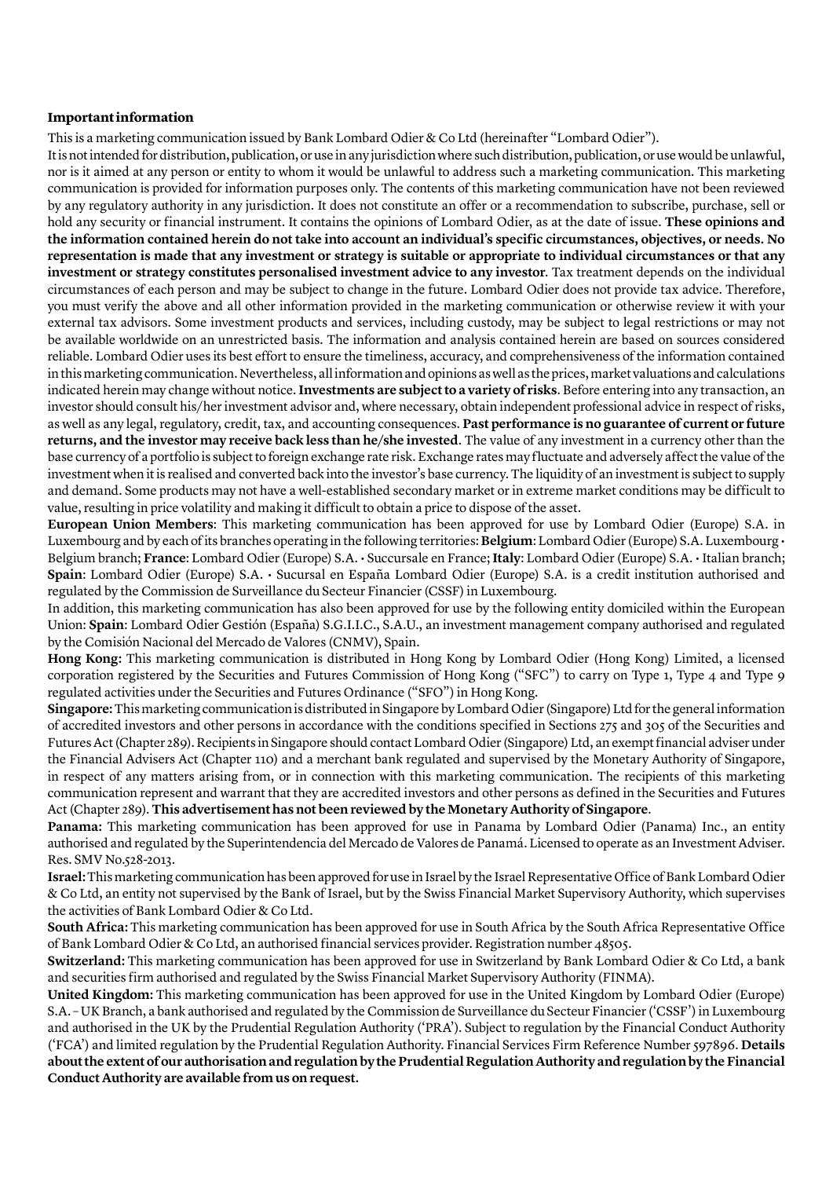**Important information**

This is a marketing communication issued by Bank Lombard Odier & Co Ltd (hereinafter "Lombard Odier").

It is not intended for distribution, publication, or use in any jurisdiction where such distribution, publication, or use would be unlawful, nor is it aimed at any person or entity to whom it would be unlawful to address such a marketing communication. This marketing communication is provided for information purposes only. The contents of this marketing communication have not been reviewed by any regulatory authority in any jurisdiction. It does not constitute an offer or a recommendation to subscribe, purchase, sell or hold any security or financial instrument. It contains the opinions of Lombard Odier, as at the date of issue. **These opinions and the information contained herein do not take into account an individual's specific circumstances, objectives, or needs. No representation is made that any investment or strategy is suitable or appropriate to individual circumstances or that any investment or strategy constitutes personalised investment advice to any investor**. Tax treatment depends on the individual circumstances of each person and may be subject to change in the future. Lombard Odier does not provide tax advice. Therefore, you must verify the above and all other information provided in the marketing communication or otherwise review it with your external tax advisors. Some investment products and services, including custody, may be subject to legal restrictions or may not be available worldwide on an unrestricted basis. The information and analysis contained herein are based on sources considered reliable. Lombard Odier uses its best effort to ensure the timeliness, accuracy, and comprehensiveness of the information contained in this marketing communication. Nevertheless, all information and opinions as well as the prices, market valuations and calculations indicated herein may change without notice. **Investments are subject to a variety of risks**. Before entering into any transaction, an investor should consult his/her investment advisor and, where necessary, obtain independent professional advice in respect of risks, as well as any legal, regulatory, credit, tax, and accounting consequences. **Past performance is no guarantee of current or future returns, and the investor may receive back less than he/she invested**. The value of any investment in a currency other than the base currency of a portfolio is subject to foreign exchange rate risk. Exchange rates may fluctuate and adversely affect the value of the investment when it is realised and converted back into the investor's base currency. The liquidity of an investment is subject to supply and demand. Some products may not have a well-established secondary market or in extreme market conditions may be difficult to value, resulting in price volatility and making it difficult to obtain a price to dispose of the asset.

**European Union Members**: This marketing communication has been approved for use by Lombard Odier (Europe) S.A. in Luxembourg and by each of its branches operating in the following territories: **Belgium**: Lombard Odier (Europe) S.A. Luxembourg • Belgium branch; **France**: Lombard Odier (Europe) S.A. • Succursale en France; **Italy**: Lombard Odier (Europe) S.A. • Italian branch; **Spain**: Lombard Odier (Europe) S.A. • Sucursal en España Lombard Odier (Europe) S.A. is a credit institution authorised and regulated by the Commission de Surveillance du Secteur Financier (CSSF) in Luxembourg.

In addition, this marketing communication has also been approved for use by the following entity domiciled within the European Union: **Spain**: Lombard Odier Gestión (España) S.G.I.I.C., S.A.U., an investment management company authorised and regulated by the Comisión Nacional del Mercado de Valores (CNMV), Spain.

**Hong Kong:** This marketing communication is distributed in Hong Kong by Lombard Odier (Hong Kong) Limited, a licensed corporation registered by the Securities and Futures Commission of Hong Kong ("SFC") to carry on Type 1, Type 4 and Type 9 regulated activities under the Securities and Futures Ordinance ("SFO") in Hong Kong.

**Singapore:** This marketing communication is distributed in Singapore by Lombard Odier (Singapore) Ltd for the general information of accredited investors and other persons in accordance with the conditions specified in Sections 275 and 305 of the Securities and Futures Act (Chapter 289). Recipients in Singapore should contact Lombard Odier (Singapore) Ltd, an exempt financial adviser under the Financial Advisers Act (Chapter 110) and a merchant bank regulated and supervised by the Monetary Authority of Singapore, in respect of any matters arising from, or in connection with this marketing communication. The recipients of this marketing communication represent and warrant that they are accredited investors and other persons as defined in the Securities and Futures Act (Chapter 289). **This advertisement has not been reviewed by the Monetary Authority of Singapore**.

**Panama:** This marketing communication has been approved for use in Panama by Lombard Odier (Panama) Inc., an entity authorised and regulated by the Superintendencia del Mercado de Valores de Panamá. Licensed to operate as an Investment Adviser. Res. SMV No.528-2013.

**Israel:** This marketing communication has been approved for use in Israel by the Israel Representative Office of Bank Lombard Odier & Co Ltd, an entity not supervised by the Bank of Israel, but by the Swiss Financial Market Supervisory Authority, which supervises the activities of Bank Lombard Odier & Co Ltd.

**South Africa:** This marketing communication has been approved for use in South Africa by the South Africa Representative Office of Bank Lombard Odier & Co Ltd, an authorised financial services provider. Registration number 48505.

**Switzerland:** This marketing communication has been approved for use in Switzerland by Bank Lombard Odier & Co Ltd, a bank and securities firm authorised and regulated by the Swiss Financial Market Supervisory Authority (FINMA).

**United Kingdom:** This marketing communication has been approved for use in the United Kingdom by Lombard Odier (Europe) S.A. – UK Branch, a bank authorised and regulated by the Commission de Surveillance du Secteur Financier ('CSSF') in Luxembourg and authorised in the UK by the Prudential Regulation Authority ('PRA'). Subject to regulation by the Financial Conduct Authority ('FCA') and limited regulation by the Prudential Regulation Authority. Financial Services Firm Reference Number 597896. **Details about the extent of our authorisation and regulation by the Prudential Regulation Authority and regulation by the Financial Conduct Authority are available from us on request.**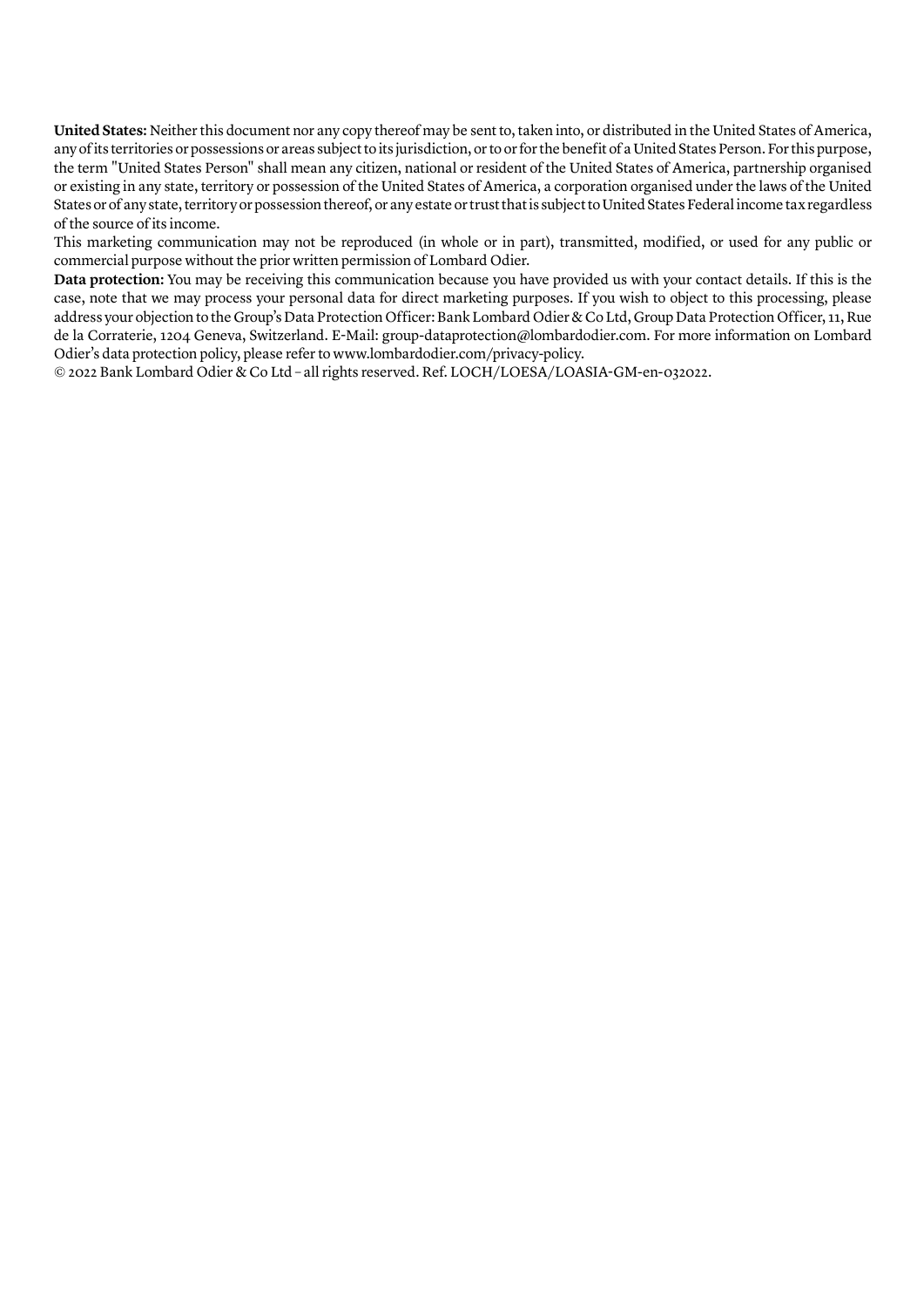**United States:** Neither this document nor any copy thereof may be sent to, taken into, or distributed in the United States of America, any of its territories or possessions or areas subject to its jurisdiction, or to or for the benefit of a United States Person. For this purpose, the term "United States Person" shall mean any citizen, national or resident of the United States of America, partnership organised or existing in any state, territory or possession of the United States of America, a corporation organised under the laws of the United States or of any state, territory or possession thereof, or any estate or trust that is subject to United States Federal income tax regardless of the source of its income.

This marketing communication may not be reproduced (in whole or in part), transmitted, modified, or used for any public or commercial purpose without the prior written permission of Lombard Odier.

**Data protection:** You may be receiving this communication because you have provided us with your contact details. If this is the case, note that we may process your personal data for direct marketing purposes. If you wish to object to this processing, please address your objection to the Group's Data Protection Officer: Bank Lombard Odier & Co Ltd, Group Data Protection Officer, 11, Rue de la Corraterie, 1204 Geneva, Switzerland. E-Mail: group-dataprotection@lombardodier.com. For more information on Lombard Odier's data protection policy, please refer to www.lombardodier.com/privacy-policy.

© 2022 Bank Lombard Odier & Co Ltd – all rights reserved. Ref. LOCH/LOESA/LOASIA-GM-en-032022.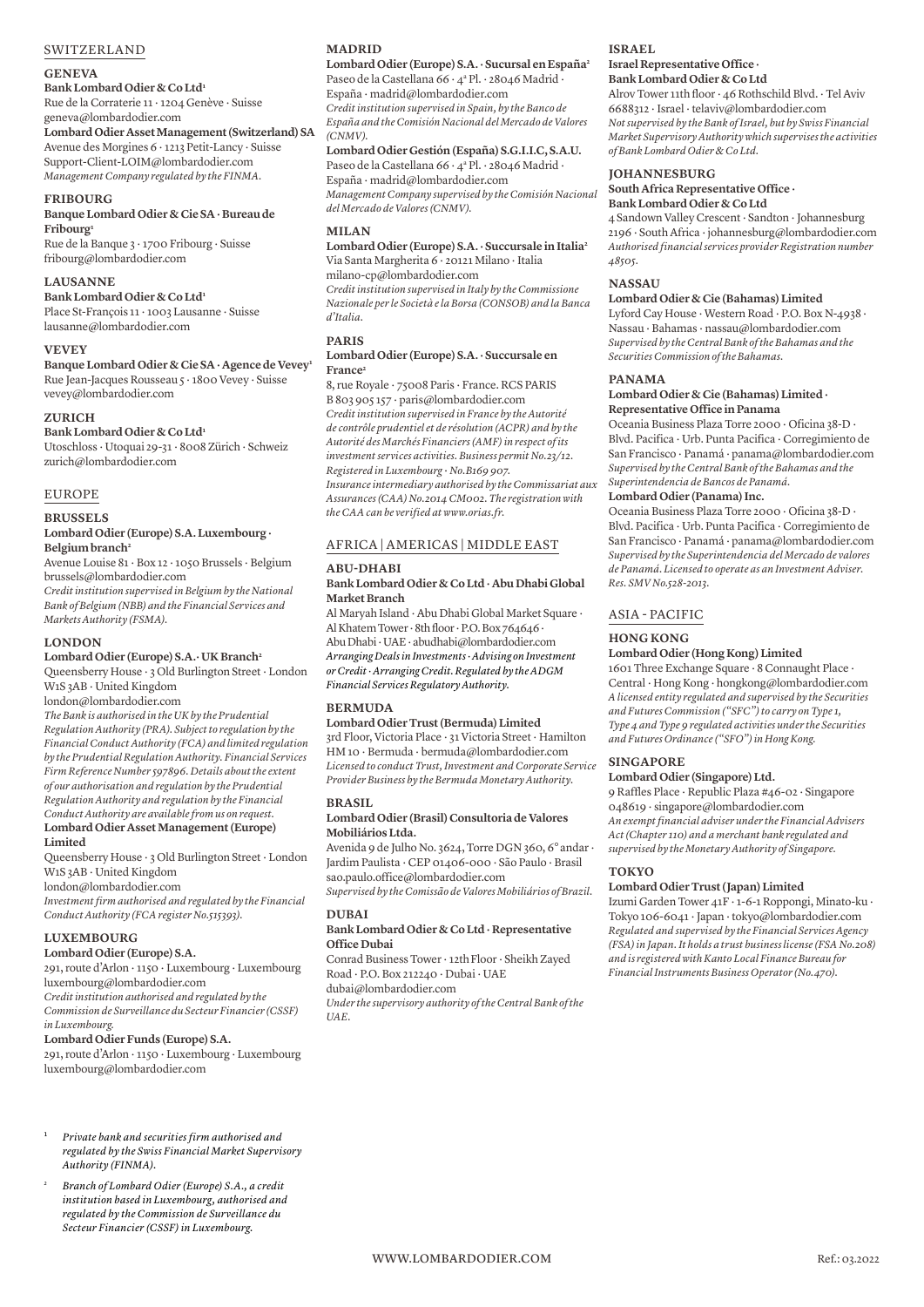## SWITZERLAND

### GENEVA

**Bank Lombard Odier & Co Ltd**[1]
Rue de la Corraterie 11 · 1204 Genève · Suisse
geneva@lombardodier.com

**Lombard Odier Asset Management (Switzerland) SA**
Avenue des Morgines 6 · 1213 Petit-Lancy · Suisse
Support-Client-LOIM@lombardodier.com
*Management Company regulated by the FINMA.*

### FRIBOURG

**Banque Lombard Odier & Cie SA · Bureau de Fribourg**[1]
Rue de la Banque 3 · 1700 Fribourg · Suisse
fribourg@lombardodier.com

### LAUSANNE

**Bank Lombard Odier & Co Ltd**[1]
Place St-François 11 · 1003 Lausanne · Suisse
lausanne@lombardodier.com

### VEVEY

**Banque Lombard Odier & Cie SA · Agence de Vevey**[1]
Rue Jean-Jacques Rousseau 5 · 1800 Vevey · Suisse
vevey@lombardodier.com

### ZURICH

**Bank Lombard Odier & Co Ltd**[1]
Utoschloss · Utoquai 29-31 · 8008 Zürich · Schweiz
zurich@lombardodier.com

## EUROPE

### BRUSSELS

**Lombard Odier (Europe) S.A. Luxembourg · Belgium branch**[2]
Avenue Louise 81 · Box 12 · 1050 Brussels · Belgium
brussels@lombardodier.com
*Credit institution supervised in Belgium by the National Bank of Belgium (NBB) and the Financial Services and Markets Authority (FSMA).*

### LONDON

**Lombard Odier (Europe) S.A.· UK Branch**[2]
Queensberry House · 3 Old Burlington Street · London W1S 3AB · United Kingdom
london@lombardodier.com
*The Bank is authorised in the UK by the Prudential Regulation Authority (PRA). Subject to regulation by the Financial Conduct Authority (FCA) and limited regulation by the Prudential Regulation Authority. Financial Services Firm Reference Number 597896. Details about the extent of our authorisation and regulation by the Prudential Regulation Authority and regulation by the Financial Conduct Authority are available from us on request.*

**Lombard Odier Asset Management (Europe) Limited**
Queensberry House · 3 Old Burlington Street · London W1S 3AB · United Kingdom
london@lombardodier.com
*Investment firm authorised and regulated by the Financial Conduct Authority (FCA register No.515393).*

### LUXEMBOURG

**Lombard Odier (Europe) S.A.**
291, route d'Arlon · 1150 · Luxembourg · Luxembourg
luxembourg@lombardodier.com
*Credit institution authorised and regulated by the Commission de Surveillance du Secteur Financier (CSSF) in Luxembourg.*

**Lombard Odier Funds (Europe) S.A.**
291, route d'Arlon · 1150 · Luxembourg · Luxembourg
luxembourg@lombardodier.com

### MADRID

**Lombard Odier (Europe) S.A. · Sucursal en España**[2]
Paseo de la Castellana 66 · 4ª Pl. · 28046 Madrid · España · madrid@lombardodier.com
*Credit institution supervised in Spain, by the Banco de España and the Comisión Nacional del Mercado de Valores (CNMV).*

**Lombard Odier Gestión (España) S.G.I.I.C, S.A.U.**
Paseo de la Castellana 66 · 4ª Pl. · 28046 Madrid · España · madrid@lombardodier.com
*Management Company supervised by the Comisión Nacional del Mercado de Valores (CNMV).*

### MILAN

**Lombard Odier (Europe) S.A. · Succursale in Italia**[2]
Via Santa Margherita 6 · 20121 Milano · Italia
milano-cp@lombardodier.com
*Credit institution supervised in Italy by the Commissione Nazionale per le Società e la Borsa (CONSOB) and la Banca d'Italia.*

### PARIS

**Lombard Odier (Europe) S.A. · Succursale en France**[2]
8, rue Royale · 75008 Paris · France. RCS PARIS B 803 905 157 · paris@lombardodier.com
*Credit institution supervised in France by the Autorité de contrôle prudentiel et de résolution (ACPR) and by the Autorité des Marchés Financiers (AMF) in respect of its investment services activities. Business permit No.23/12. Registered in Luxembourg · No.B169 907. Insurance intermediary authorised by the Commissariat aux Assurances (CAA) No.2014 CM002. The registration with the CAA can be verified at www.orias.fr.*

## AFRICA | AMERICAS | MIDDLE EAST

### ABU-DHABI

**Bank Lombard Odier & Co Ltd · Abu Dhabi Global Market Branch**
Al Maryah Island · Abu Dhabi Global Market Square · Al Khatem Tower · 8th floor · P.O. Box 764646 · Abu Dhabi · UAE · abudhabi@lombardodier.com
*Arranging Deals in Investments · Advising on Investment or Credit · Arranging Credit. Regulated by the ADGM Financial Services Regulatory Authority.*

### BERMUDA

**Lombard Odier Trust (Bermuda) Limited**
3rd Floor, Victoria Place · 31 Victoria Street · Hamilton HM 10 · Bermuda · bermuda@lombardodier.com
*Licensed to conduct Trust, Investment and Corporate Service Provider Business by the Bermuda Monetary Authority.*

### BRASIL

**Lombard Odier (Brasil) Consultoria de Valores Mobiliários Ltda.**
Avenida 9 de Julho No. 3624, Torre DGN 360, 6° andar · Jardim Paulista · CEP 01406-000 · São Paulo · Brasil
sao.paulo.office@lombardodier.com
*Supervised by the Comissão de Valores Mobiliários of Brazil.*

### DUBAI

**Bank Lombard Odier & Co Ltd · Representative Office Dubai**
Conrad Business Tower · 12th Floor · Sheikh Zayed Road · P.O. Box 212240 · Dubai · UAE
dubai@lombardodier.com
*Under the supervisory authority of the Central Bank of the UAE.*

### ISRAEL

**Israel Representative Office · Bank Lombard Odier & Co Ltd**
Alrov Tower 11th floor · 46 Rothschild Blvd. · Tel Aviv 6688312 · Israel · telaviv@lombardodier.com
*Not supervised by the Bank of Israel, but by Swiss Financial Market Supervisory Authority which supervises the activities of Bank Lombard Odier & Co Ltd.*

### JOHANNESBURG

**South Africa Representative Office · Bank Lombard Odier & Co Ltd**
4 Sandown Valley Crescent · Sandton · Johannesburg 2196 · South Africa · johannesburg@lombardodier.com
*Authorised financial services provider Registration number 48505.*

### NASSAU

**Lombard Odier & Cie (Bahamas) Limited**
Lyford Cay House · Western Road · P.O. Box N-4938 · Nassau · Bahamas · nassau@lombardodier.com
*Supervised by the Central Bank of the Bahamas and the Securities Commission of the Bahamas.*

### PANAMA

**Lombard Odier & Cie (Bahamas) Limited · Representative Office in Panama**
Oceania Business Plaza Torre 2000 · Oficina 38-D · Blvd. Pacifica · Urb. Punta Pacifica · Corregimiento de San Francisco · Panamá · panama@lombardodier.com
*Supervised by the Central Bank of the Bahamas and the Superintendencia de Bancos de Panamá.*

**Lombard Odier (Panama) Inc.**
Oceania Business Plaza Torre 2000 · Oficina 38-D · Blvd. Pacifica · Urb. Punta Pacifica · Corregimiento de San Francisco · Panamá · panama@lombardodier.com
*Supervised by the Superintendencia del Mercado de valores de Panamá. Licensed to operate as an Investment Adviser. Res. SMV No.528-2013.*

## ASIA - PACIFIC

### HONG KONG

**Lombard Odier (Hong Kong) Limited**
1601 Three Exchange Square · 8 Connaught Place · Central · Hong Kong · hongkong@lombardodier.com
*A licensed entity regulated and supervised by the Securities and Futures Commission ("SFC") to carry on Type 1, Type 4 and Type 9 regulated activities under the Securities and Futures Ordinance ("SFO") in Hong Kong.*

### SINGAPORE

**Lombard Odier (Singapore) Ltd.**
9 Raffles Place · Republic Plaza #46-02 · Singapore 048619 · singapore@lombardodier.com
*An exempt financial adviser under the Financial Advisers Act (Chapter 110) and a merchant bank regulated and supervised by the Monetary Authority of Singapore.*

### TOKYO

**Lombard Odier Trust (Japan) Limited**
Izumi Garden Tower 41F · 1-6-1 Roppongi, Minato-ku · Tokyo 106-6041 · Japan · tokyo@lombardodier.com
*Regulated and supervised by the Financial Services Agency (FSA) in Japan. It holds a trust business license (FSA No.208) and is registered with Kanto Local Finance Bureau for Financial Instruments Business Operator (No.470).*

---

[1] *Private bank and securities firm authorised and regulated by the Swiss Financial Market Supervisory Authority (FINMA).*

[2] *Branch of Lombard Odier (Europe) S.A., a credit institution based in Luxembourg, authorised and regulated by the Commission de Surveillance du Secteur Financier (CSSF) in Luxembourg.*

WWW.LOMBARDODIER.COM

Ref.: 03.2022